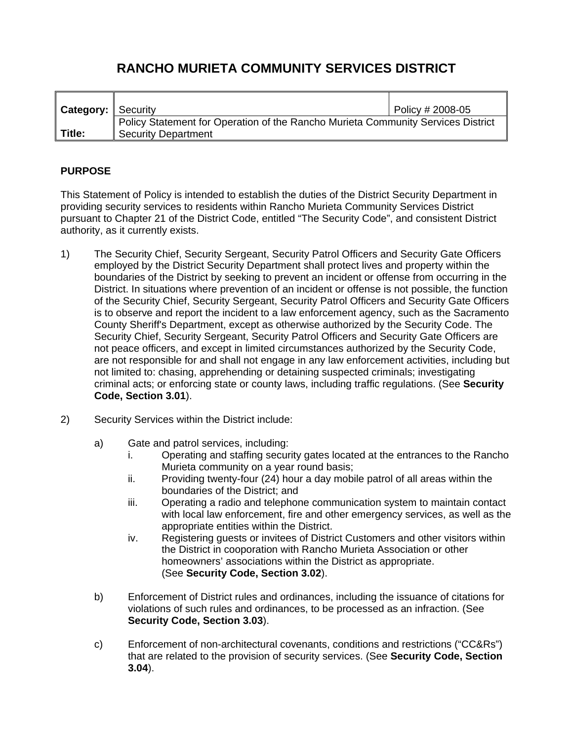# RANCHO MURIETA COMMUNITY SERVICES DISTRICT

| **Category:** | Security | Policy # 2008-05 |
|---|---|---|
| **Title:** | Policy Statement for Operation of the Rancho Murieta Community Services District Security Department | |

**PURPOSE**

This Statement of Policy is intended to establish the duties of the District Security Department in providing security services to residents within Rancho Murieta Community Services District pursuant to Chapter 21 of the District Code, entitled "The Security Code", and consistent District authority, as it currently exists.

1) The Security Chief, Security Sergeant, Security Patrol Officers and Security Gate Officers employed by the District Security Department shall protect lives and property within the boundaries of the District by seeking to prevent an incident or offense from occurring in the District. In situations where prevention of an incident or offense is not possible, the function of the Security Chief, Security Sergeant, Security Patrol Officers and Security Gate Officers is to observe and report the incident to a law enforcement agency, such as the Sacramento County Sheriff's Department, except as otherwise authorized by the Security Code. The Security Chief, Security Sergeant, Security Patrol Officers and Security Gate Officers are not peace officers, and except in limited circumstances authorized by the Security Code, are not responsible for and shall not engage in any law enforcement activities, including but not limited to: chasing, apprehending or detaining suspected criminals; investigating criminal acts; or enforcing state or county laws, including traffic regulations. (See **Security Code, Section 3.01**).

2) Security Services within the District include:

   a) Gate and patrol services, including:
      i. Operating and staffing security gates located at the entrances to the Rancho Murieta community on a year round basis;
      ii. Providing twenty-four (24) hour a day mobile patrol of all areas within the boundaries of the District; and
      iii. Operating a radio and telephone communication system to maintain contact with local law enforcement, fire and other emergency services, as well as the appropriate entities within the District.
      iv. Registering guests or invitees of District Customers and other visitors within the District in cooperation with Rancho Murieta Association or other homeowners' associations within the District as appropriate. (See **Security Code, Section 3.02**).

   b) Enforcement of District rules and ordinances, including the issuance of citations for violations of such rules and ordinances, to be processed as an infraction. (See **Security Code, Section 3.03**).

   c) Enforcement of non-architectural covenants, conditions and restrictions ("CC&Rs") that are related to the provision of security services. (See **Security Code, Section 3.04**).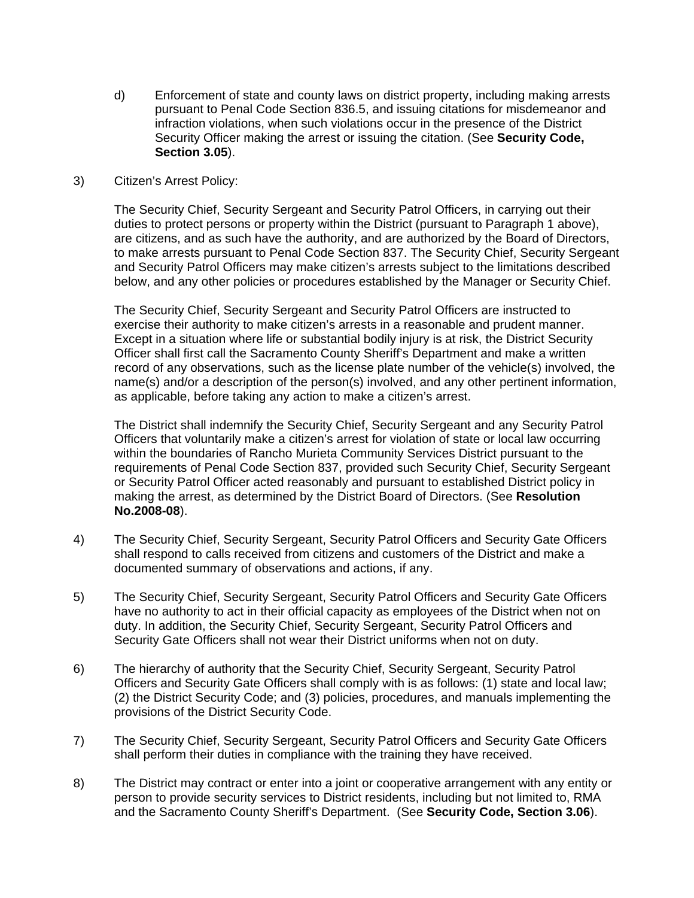d) Enforcement of state and county laws on district property, including making arrests pursuant to Penal Code Section 836.5, and issuing citations for misdemeanor and infraction violations, when such violations occur in the presence of the District Security Officer making the arrest or issuing the citation. (See **Security Code, Section 3.05**).

3) Citizen's Arrest Policy:

The Security Chief, Security Sergeant and Security Patrol Officers, in carrying out their duties to protect persons or property within the District (pursuant to Paragraph 1 above), are citizens, and as such have the authority, and are authorized by the Board of Directors, to make arrests pursuant to Penal Code Section 837. The Security Chief, Security Sergeant and Security Patrol Officers may make citizen's arrests subject to the limitations described below, and any other policies or procedures established by the Manager or Security Chief.

The Security Chief, Security Sergeant and Security Patrol Officers are instructed to exercise their authority to make citizen's arrests in a reasonable and prudent manner. Except in a situation where life or substantial bodily injury is at risk, the District Security Officer shall first call the Sacramento County Sheriff's Department and make a written record of any observations, such as the license plate number of the vehicle(s) involved, the name(s) and/or a description of the person(s) involved, and any other pertinent information, as applicable, before taking any action to make a citizen's arrest.

The District shall indemnify the Security Chief, Security Sergeant and any Security Patrol Officers that voluntarily make a citizen's arrest for violation of state or local law occurring within the boundaries of Rancho Murieta Community Services District pursuant to the requirements of Penal Code Section 837, provided such Security Chief, Security Sergeant or Security Patrol Officer acted reasonably and pursuant to established District policy in making the arrest, as determined by the District Board of Directors. (See **Resolution No.2008-08**).

4) The Security Chief, Security Sergeant, Security Patrol Officers and Security Gate Officers shall respond to calls received from citizens and customers of the District and make a documented summary of observations and actions, if any.

5) The Security Chief, Security Sergeant, Security Patrol Officers and Security Gate Officers have no authority to act in their official capacity as employees of the District when not on duty. In addition, the Security Chief, Security Sergeant, Security Patrol Officers and Security Gate Officers shall not wear their District uniforms when not on duty.

6) The hierarchy of authority that the Security Chief, Security Sergeant, Security Patrol Officers and Security Gate Officers shall comply with is as follows: (1) state and local law; (2) the District Security Code; and (3) policies, procedures, and manuals implementing the provisions of the District Security Code.

7) The Security Chief, Security Sergeant, Security Patrol Officers and Security Gate Officers shall perform their duties in compliance with the training they have received.

8) The District may contract or enter into a joint or cooperative arrangement with any entity or person to provide security services to District residents, including but not limited to, RMA and the Sacramento County Sheriff's Department. (See **Security Code, Section 3.06**).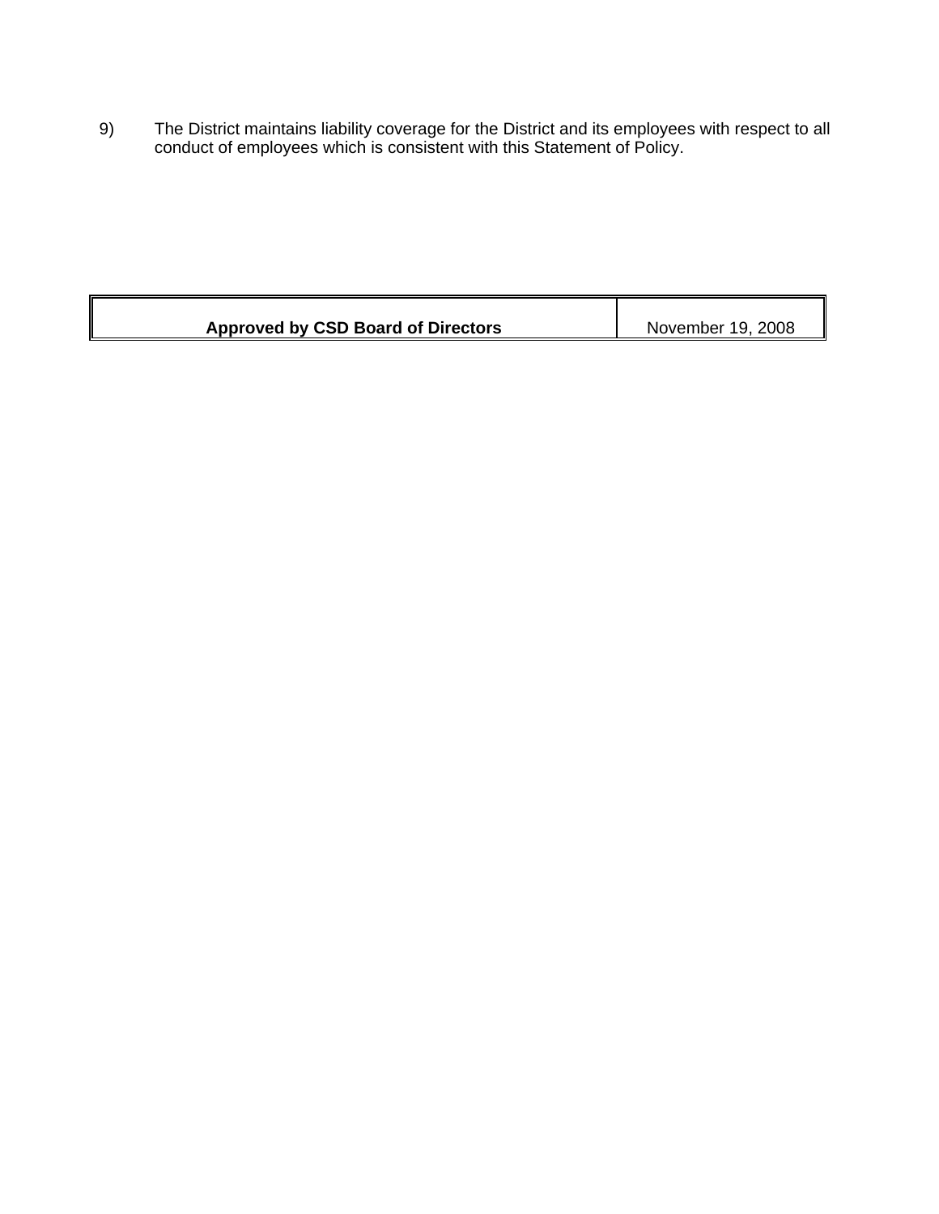9) The District maintains liability coverage for the District and its employees with respect to all conduct of employees which is consistent with this Statement of Policy.

| | |
|---|---|
| **Approved by CSD Board of Directors** | November 19, 2008 |